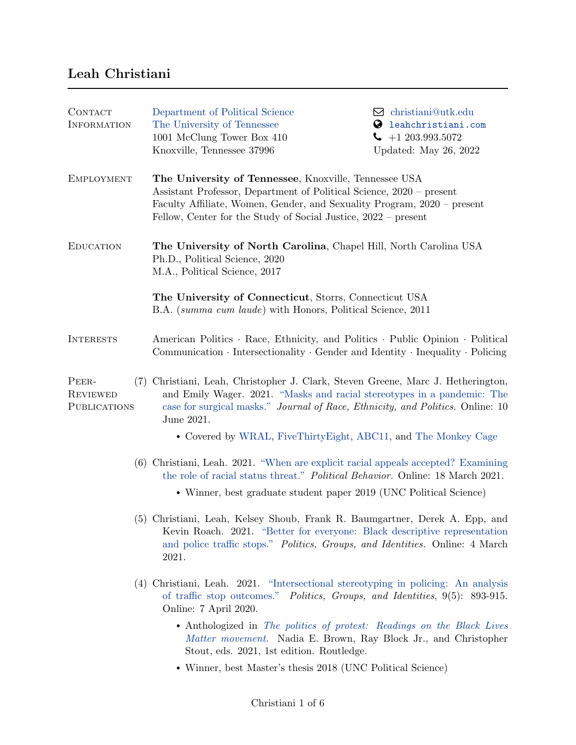# Leah Christiani

## Contact Information

Department of Political Science
The University of Tennessee
1001 McClung Tower Box 410
Knoxville, Tennessee 37996

christiani@utk.edu
leahchristiani.com
+1 203.993.5072
Updated: May 26, 2022

## Employment

**The University of Tennessee**, Knoxville, Tennessee USA
Assistant Professor, Department of Political Science, 2020 – present
Faculty Affiliate, Women, Gender, and Sexuality Program, 2020 – present
Fellow, Center for the Study of Social Justice, 2022 – present

## Education

**The University of North Carolina**, Chapel Hill, North Carolina USA
Ph.D., Political Science, 2020
M.A., Political Science, 2017

**The University of Connecticut**, Storrs, Connecticut USA
B.A. (*summa cum laude*) with Honors, Political Science, 2011

## Interests

American Politics · Race, Ethnicity, and Politics · Public Opinion · Political Communication · Intersectionality · Gender and Identity · Inequality · Policing

## Peer-Reviewed Publications

(7) Christiani, Leah, Christopher J. Clark, Steven Greene, Marc J. Hetherington, and Emily Wager. 2021. "Masks and racial stereotypes in a pandemic: The case for surgical masks." *Journal of Race, Ethnicity, and Politics.* Online: 10 June 2021.

- Covered by WRAL, FiveThirtyEight, ABC11, and The Monkey Cage

(6) Christiani, Leah. 2021. "When are explicit racial appeals accepted? Examining the role of racial status threat." *Political Behavior.* Online: 18 March 2021.

- Winner, best graduate student paper 2019 (UNC Political Science)

(5) Christiani, Leah, Kelsey Shoub, Frank R. Baumgartner, Derek A. Epp, and Kevin Roach. 2021. "Better for everyone: Black descriptive representation and police traffic stops." *Politics, Groups, and Identities.* Online: 4 March 2021.

(4) Christiani, Leah. 2021. "Intersectional stereotyping in policing: An analysis of traffic stop outcomes." *Politics, Groups, and Identities*, 9(5): 893-915. Online: 7 April 2020.

- Anthologized in *The politics of protest: Readings on the Black Lives Matter movement.* Nadia E. Brown, Ray Block Jr., and Christopher Stout, eds. 2021, 1st edition. Routledge.
- Winner, best Master's thesis 2018 (UNC Political Science)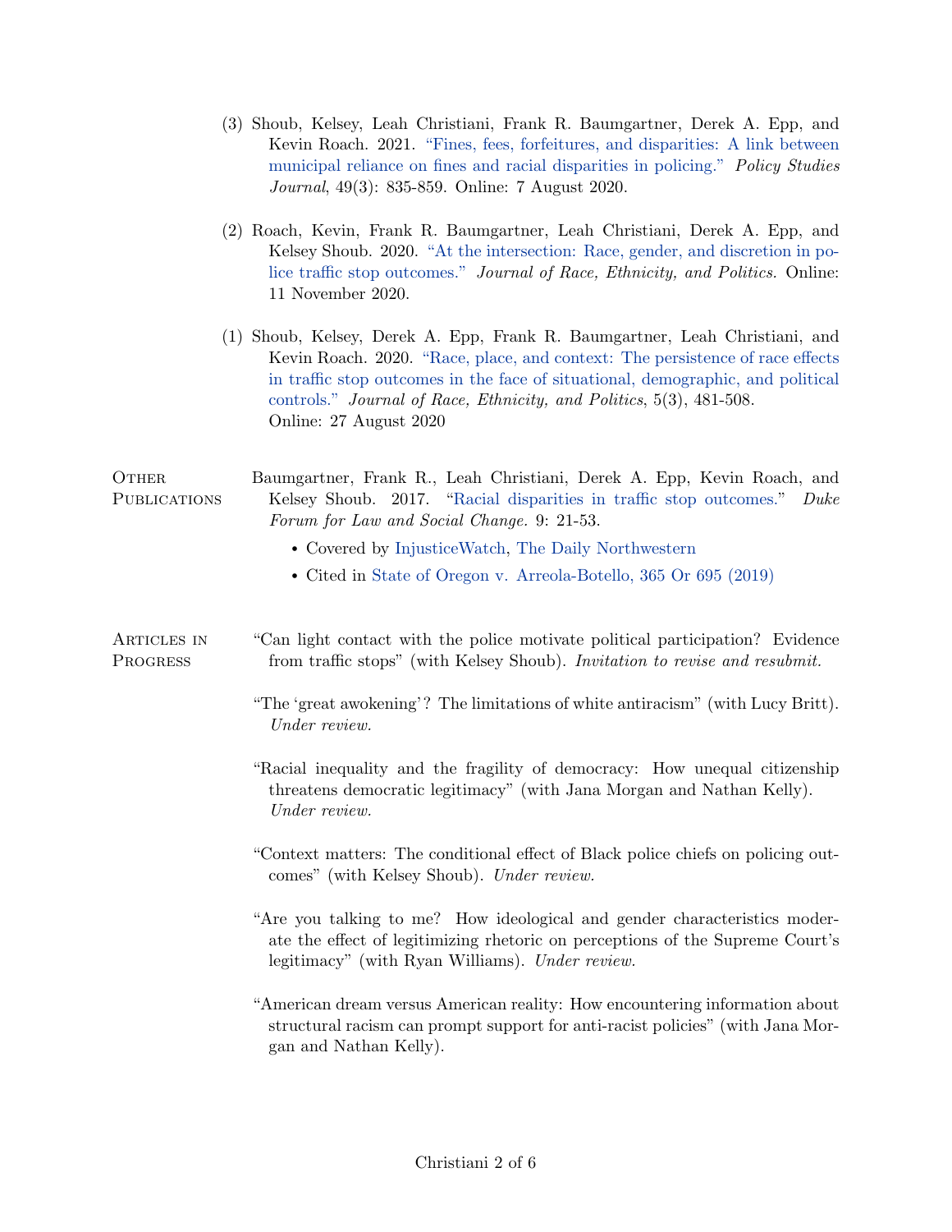(3) Shoub, Kelsey, Leah Christiani, Frank R. Baumgartner, Derek A. Epp, and Kevin Roach. 2021. "Fines, fees, forfeitures, and disparities: A link between municipal reliance on fines and racial disparities in policing." *Policy Studies Journal*, 49(3): 835-859. Online: 7 August 2020.

(2) Roach, Kevin, Frank R. Baumgartner, Leah Christiani, Derek A. Epp, and Kelsey Shoub. 2020. "At the intersection: Race, gender, and discretion in police traffic stop outcomes." *Journal of Race, Ethnicity, and Politics.* Online: 11 November 2020.

(1) Shoub, Kelsey, Derek A. Epp, Frank R. Baumgartner, Leah Christiani, and Kevin Roach. 2020. "Race, place, and context: The persistence of race effects in traffic stop outcomes in the face of situational, demographic, and political controls." *Journal of Race, Ethnicity, and Politics*, 5(3), 481-508. Online: 27 August 2020

## Other Publications

Baumgartner, Frank R., Leah Christiani, Derek A. Epp, Kevin Roach, and Kelsey Shoub. 2017. "Racial disparities in traffic stop outcomes." *Duke Forum for Law and Social Change.* 9: 21-53.

- Covered by InjusticeWatch, The Daily Northwestern
- Cited in State of Oregon v. Arreola-Botello, 365 Or 695 (2019)

## Articles in Progress

"Can light contact with the police motivate political participation? Evidence from traffic stops" (with Kelsey Shoub). *Invitation to revise and resubmit.*

"The 'great awokening'? The limitations of white antiracism" (with Lucy Britt). *Under review.*

"Racial inequality and the fragility of democracy: How unequal citizenship threatens democratic legitimacy" (with Jana Morgan and Nathan Kelly). *Under review.*

"Context matters: The conditional effect of Black police chiefs on policing outcomes" (with Kelsey Shoub). *Under review.*

"Are you talking to me? How ideological and gender characteristics moderate the effect of legitimizing rhetoric on perceptions of the Supreme Court's legitimacy" (with Ryan Williams). *Under review.*

"American dream versus American reality: How encountering information about structural racism can prompt support for anti-racist policies" (with Jana Morgan and Nathan Kelly).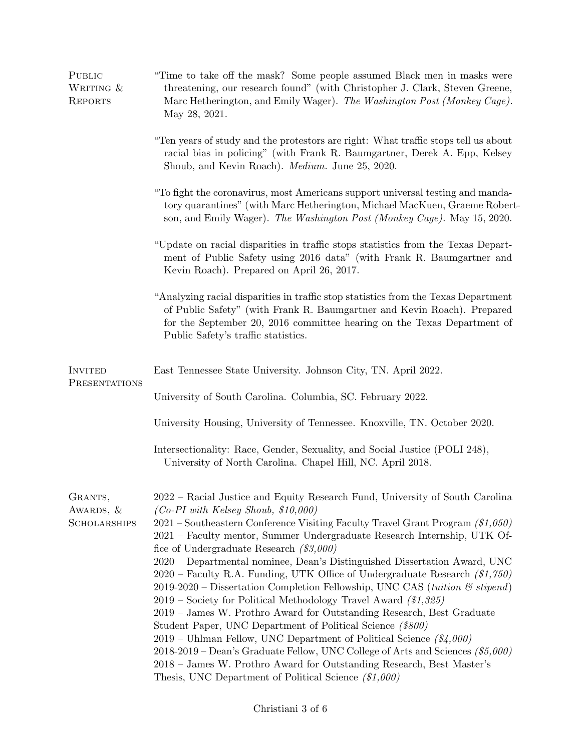## Public Writing & Reports

"Time to take off the mask? Some people assumed Black men in masks were threatening, our research found" (with Christopher J. Clark, Steven Greene, Marc Hetherington, and Emily Wager). *The Washington Post (Monkey Cage).* May 28, 2021.

"Ten years of study and the protestors are right: What traffic stops tell us about racial bias in policing" (with Frank R. Baumgartner, Derek A. Epp, Kelsey Shoub, and Kevin Roach). *Medium.* June 25, 2020.

"To fight the coronavirus, most Americans support universal testing and mandatory quarantines" (with Marc Hetherington, Michael MacKuen, Graeme Robertson, and Emily Wager). *The Washington Post (Monkey Cage).* May 15, 2020.

"Update on racial disparities in traffic stops statistics from the Texas Department of Public Safety using 2016 data" (with Frank R. Baumgartner and Kevin Roach). Prepared on April 26, 2017.

"Analyzing racial disparities in traffic stop statistics from the Texas Department of Public Safety" (with Frank R. Baumgartner and Kevin Roach). Prepared for the September 20, 2016 committee hearing on the Texas Department of Public Safety's traffic statistics.

## Invited Presentations

East Tennessee State University. Johnson City, TN. April 2022.

University of South Carolina. Columbia, SC. February 2022.

University Housing, University of Tennessee. Knoxville, TN. October 2020.

Intersectionality: Race, Gender, Sexuality, and Social Justice (POLI 248), University of North Carolina. Chapel Hill, NC. April 2018.

## Grants, Awards, & Scholarships

2022 – Racial Justice and Equity Research Fund, University of South Carolina *(Co-PI with Kelsey Shoub, $10,000)*
2021 – Southeastern Conference Visiting Faculty Travel Grant Program *($1,050)*
2021 – Faculty mentor, Summer Undergraduate Research Internship, UTK Office of Undergraduate Research *($3,000)*
2020 – Departmental nominee, Dean's Distinguished Dissertation Award, UNC
2020 – Faculty R.A. Funding, UTK Office of Undergraduate Research *($1,750)*
2019-2020 – Dissertation Completion Fellowship, UNC CAS (*tuition & stipend*)
2019 – Society for Political Methodology Travel Award *($1,325)*
2019 – James W. Prothro Award for Outstanding Research, Best Graduate Student Paper, UNC Department of Political Science *($800)*
2019 – Uhlman Fellow, UNC Department of Political Science *($4,000)*
2018-2019 – Dean's Graduate Fellow, UNC College of Arts and Sciences *($5,000)*
2018 – James W. Prothro Award for Outstanding Research, Best Master's Thesis, UNC Department of Political Science *($1,000)*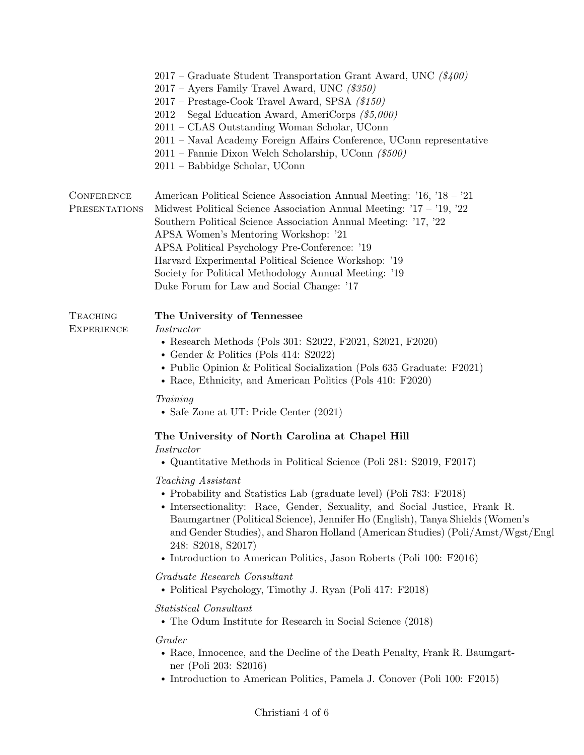2017 – Graduate Student Transportation Grant Award, UNC *($400)*
2017 – Ayers Family Travel Award, UNC *($350)*
2017 – Prestage-Cook Travel Award, SPSA *($150)*
2012 – Segal Education Award, AmeriCorps *($5,000)*
2011 – CLAS Outstanding Woman Scholar, UConn
2011 – Naval Academy Foreign Affairs Conference, UConn representative
2011 – Fannie Dixon Welch Scholarship, UConn *($500)*
2011 – Babbidge Scholar, UConn

## Conference Presentations

American Political Science Association Annual Meeting: '16, '18 – '21
Midwest Political Science Association Annual Meeting: '17 – '19, '22
Southern Political Science Association Annual Meeting: '17, '22
APSA Women's Mentoring Workshop: '21
APSA Political Psychology Pre-Conference: '19
Harvard Experimental Political Science Workshop: '19
Society for Political Methodology Annual Meeting: '19
Duke Forum for Law and Social Change: '17

## Teaching Experience

**The University of Tennessee**

*Instructor*

- Research Methods (Pols 301: S2022, F2021, S2021, F2020)
- Gender & Politics (Pols 414: S2022)
- Public Opinion & Political Socialization (Pols 635 Graduate: F2021)
- Race, Ethnicity, and American Politics (Pols 410: F2020)

*Training*

- Safe Zone at UT: Pride Center (2021)

**The University of North Carolina at Chapel Hill**

*Instructor*

- Quantitative Methods in Political Science (Poli 281: S2019, F2017)

*Teaching Assistant*

- Probability and Statistics Lab (graduate level) (Poli 783: F2018)
- Intersectionality: Race, Gender, Sexuality, and Social Justice, Frank R. Baumgartner (Political Science), Jennifer Ho (English), Tanya Shields (Women's and Gender Studies), and Sharon Holland (American Studies) (Poli/Amst/Wgst/Engl 248: S2018, S2017)
- Introduction to American Politics, Jason Roberts (Poli 100: F2016)

*Graduate Research Consultant*

- Political Psychology, Timothy J. Ryan (Poli 417: F2018)

*Statistical Consultant*

- The Odum Institute for Research in Social Science (2018)

*Grader*

- Race, Innocence, and the Decline of the Death Penalty, Frank R. Baumgartner (Poli 203: S2016)
- Introduction to American Politics, Pamela J. Conover (Poli 100: F2015)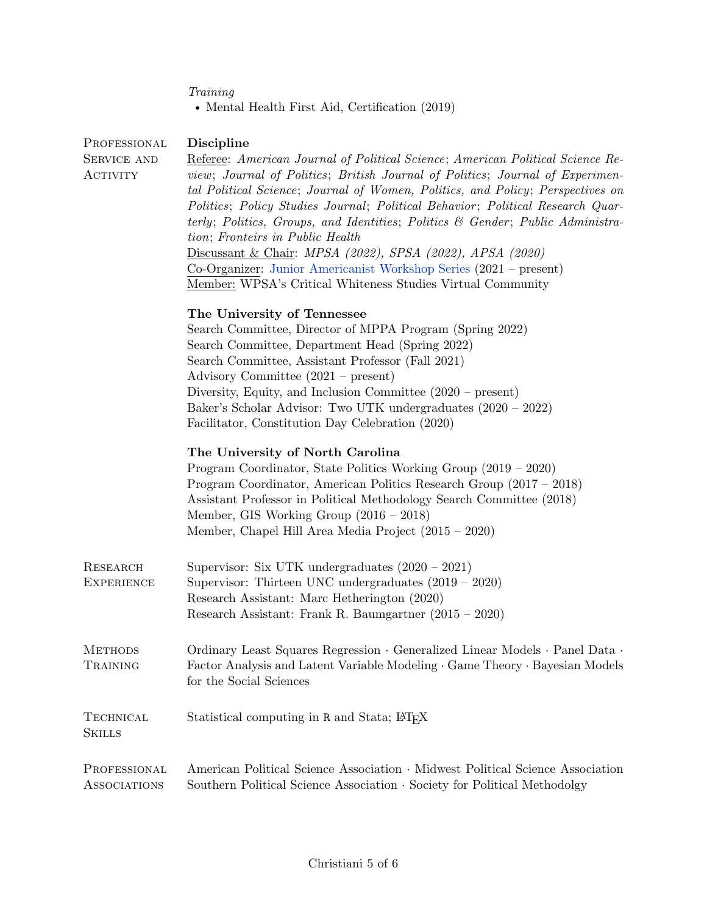*Training*

- Mental Health First Aid, Certification (2019)

## Professional Service and Activity

### Discipline

Referee: *American Journal of Political Science*; *American Political Science Review*; *Journal of Politics*; *British Journal of Politics*; *Journal of Experimental Political Science*; *Journal of Women, Politics, and Policy*; *Perspectives on Politics*; *Policy Studies Journal*; *Political Behavior*; *Political Research Quarterly*; *Politics, Groups, and Identities*; *Politics & Gender*; *Public Administration*; *Fronteirs in Public Health*

Discussant & Chair: *MPSA (2022), SPSA (2022), APSA (2020)*

Co-Organizer: Junior Americanist Workshop Series (2021 – present)

Member: WPSA's Critical Whiteness Studies Virtual Community

### The University of Tennessee

Search Committee, Director of MPPA Program (Spring 2022)
Search Committee, Department Head (Spring 2022)
Search Committee, Assistant Professor (Fall 2021)
Advisory Committee (2021 – present)
Diversity, Equity, and Inclusion Committee (2020 – present)
Baker's Scholar Advisor: Two UTK undergraduates (2020 – 2022)
Facilitator, Constitution Day Celebration (2020)

### The University of North Carolina

Program Coordinator, State Politics Working Group (2019 – 2020)
Program Coordinator, American Politics Research Group (2017 – 2018)
Assistant Professor in Political Methodology Search Committee (2018)
Member, GIS Working Group (2016 – 2018)
Member, Chapel Hill Area Media Project (2015 – 2020)

## Research Experience

Supervisor: Six UTK undergraduates (2020 – 2021)
Supervisor: Thirteen UNC undergraduates (2019 – 2020)
Research Assistant: Marc Hetherington (2020)
Research Assistant: Frank R. Baumgartner (2015 – 2020)

## Methods Training

Ordinary Least Squares Regression · Generalized Linear Models · Panel Data · Factor Analysis and Latent Variable Modeling · Game Theory · Bayesian Models for the Social Sciences

## Technical Skills

Statistical computing in R and Stata; LaTeX

## Professional Associations

American Political Science Association · Midwest Political Science Association
Southern Political Science Association · Society for Political Methodolgy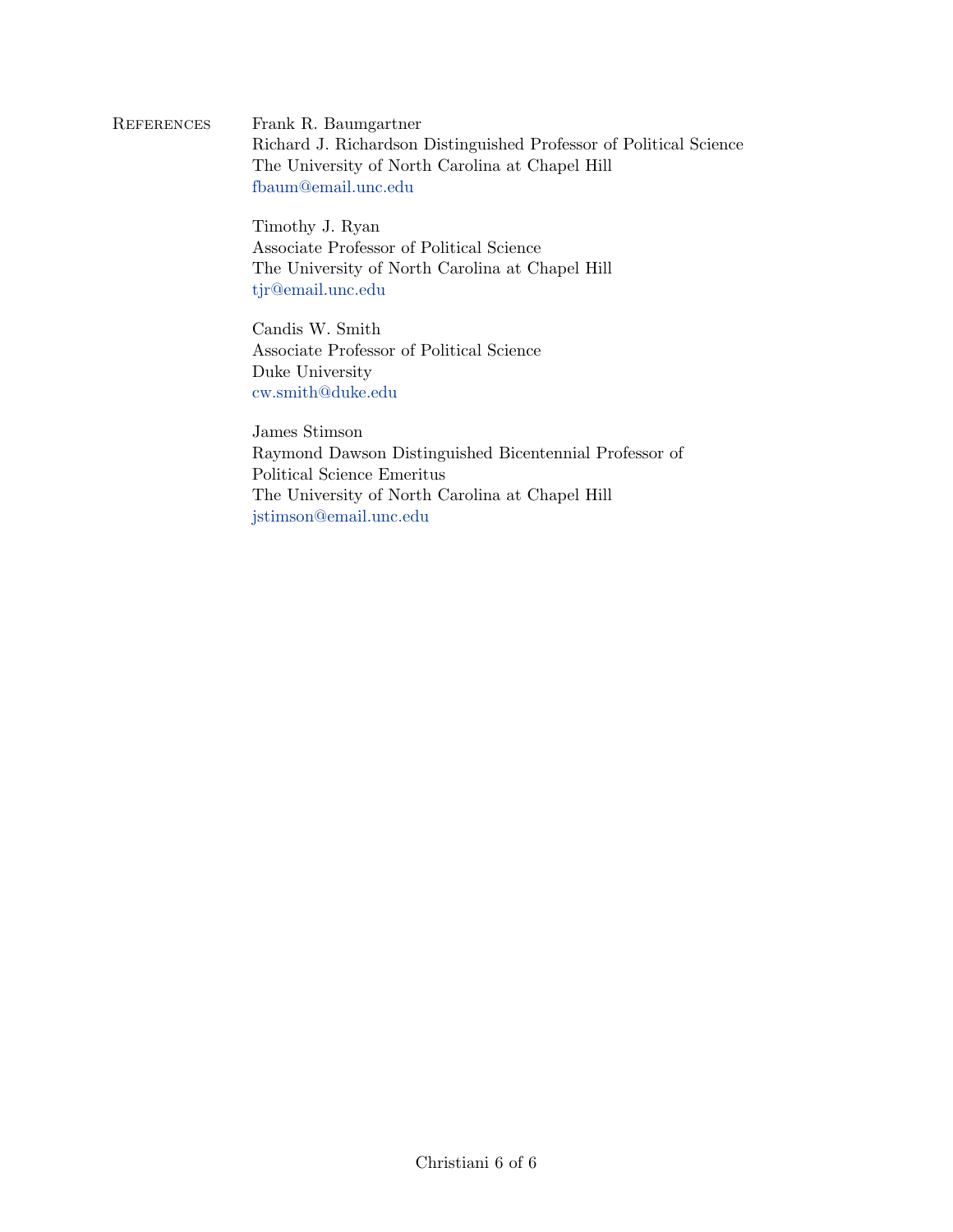## References

Frank R. Baumgartner
Richard J. Richardson Distinguished Professor of Political Science
The University of North Carolina at Chapel Hill
fbaum@email.unc.edu

Timothy J. Ryan
Associate Professor of Political Science
The University of North Carolina at Chapel Hill
tjr@email.unc.edu

Candis W. Smith
Associate Professor of Political Science
Duke University
cw.smith@duke.edu

James Stimson
Raymond Dawson Distinguished Bicentennial Professor of Political Science Emeritus
The University of North Carolina at Chapel Hill
jstimson@email.unc.edu